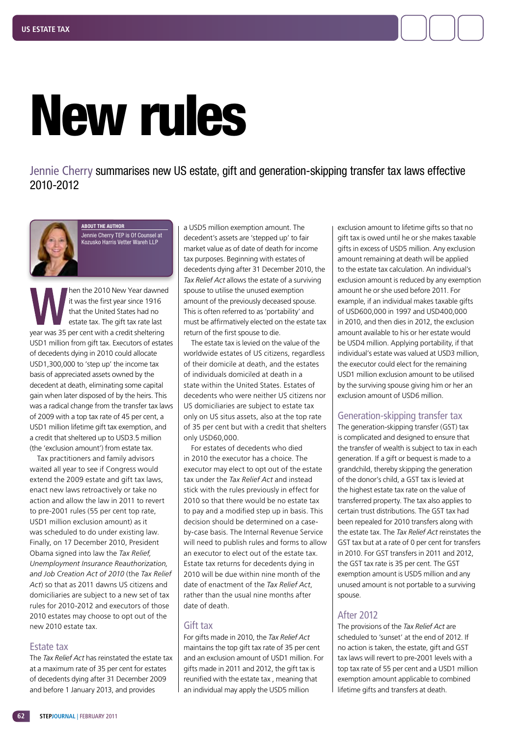# New rules

Jennie Cherry summarises new US estate, gift and generation-skipping transfer tax laws effective 2010-2012

**ABOUT THE AUTHOR**
Jennie Cherry TEP is Of Counsel at Kozusko Harris Vetter Wareh LLP

When the 2010 New Year dawned it was the first year since 1916 that the United States had no estate tax. The gift tax rate last year was 35 per cent with a credit sheltering USD1 million from gift tax. Executors of estates of decedents dying in 2010 could allocate USD1,300,000 to 'step up' the income tax basis of appreciated assets owned by the decedent at death, eliminating some capital gain when later disposed of by the heirs. This was a radical change from the transfer tax laws of 2009 with a top tax rate of 45 per cent, a USD1 million lifetime gift tax exemption, and a credit that sheltered up to USD3.5 million (the 'exclusion amount') from estate tax.

Tax practitioners and family advisors waited all year to see if Congress would extend the 2009 estate and gift tax laws, enact new laws retroactively or take no action and allow the law in 2011 to revert to pre-2001 rules (55 per cent top rate, USD1 million exclusion amount) as it was scheduled to do under existing law. Finally, on 17 December 2010, President Obama signed into law the *Tax Relief, Unemployment Insurance Reauthorization, and Job Creation Act of 2010* (the *Tax Relief Act*) so that as 2011 dawns US citizens and domiciliaries are subject to a new set of tax rules for 2010-2012 and executors of those 2010 estates may choose to opt out of the new 2010 estate tax.

## Estate tax

The *Tax Relief Act* has reinstated the estate tax at a maximum rate of 35 per cent for estates of decedents dying after 31 December 2009 and before 1 January 2013, and provides a USD5 million exemption amount. The decedent's assets are 'stepped up' to fair market value as of date of death for income tax purposes. Beginning with estates of decedents dying after 31 December 2010, the *Tax Relief Act* allows the estate of a surviving spouse to utilise the unused exemption amount of the previously deceased spouse. This is often referred to as 'portability' and must be affirmatively elected on the estate tax return of the first spouse to die.

The estate tax is levied on the value of the worldwide estates of US citizens, regardless of their domicile at death, and the estates of individuals domiciled at death in a state within the United States. Estates of decedents who were neither US citizens nor US domiciliaries are subject to estate tax only on US situs assets, also at the top rate of 35 per cent but with a credit that shelters only USD60,000.

For estates of decedents who died in 2010 the executor has a choice. The executor may elect to opt out of the estate tax under the *Tax Relief Act* and instead stick with the rules previously in effect for 2010 so that there would be no estate tax to pay and a modified step up in basis. This decision should be determined on a case-by-case basis. The Internal Revenue Service will need to publish rules and forms to allow an executor to elect out of the estate tax. Estate tax returns for decedents dying in 2010 will be due within nine month of the date of enactment of the *Tax Relief Act*, rather than the usual nine months after date of death.

## Gift tax

For gifts made in 2010, the *Tax Relief Act* maintains the top gift tax rate of 35 per cent and an exclusion amount of USD1 million. For gifts made in 2011 and 2012, the gift tax is reunified with the estate tax , meaning that an individual may apply the USD5 million exclusion amount to lifetime gifts so that no gift tax is owed until he or she makes taxable gifts in excess of USD5 million. Any exclusion amount remaining at death will be applied to the estate tax calculation. An individual's exclusion amount is reduced by any exemption amount he or she used before 2011. For example, if an individual makes taxable gifts of USD600,000 in 1997 and USD400,000 in 2010, and then dies in 2012, the exclusion amount available to his or her estate would be USD4 million. Applying portability, if that individual's estate was valued at USD3 million, the executor could elect for the remaining USD1 million exclusion amount to be utilised by the surviving spouse giving him or her an exclusion amount of USD6 million.

## Generation-skipping transfer tax

The generation-skipping transfer (GST) tax is complicated and designed to ensure that the transfer of wealth is subject to tax in each generation. If a gift or bequest is made to a grandchild, thereby skipping the generation of the donor's child, a GST tax is levied at the highest estate tax rate on the value of transferred property. The tax also applies to certain trust distributions. The GST tax had been repealed for 2010 transfers along with the estate tax. The *Tax Relief Act* reinstates the GST tax but at a rate of 0 per cent for transfers in 2010. For GST transfers in 2011 and 2012, the GST tax rate is 35 per cent. The GST exemption amount is USD5 million and any unused amount is not portable to a surviving spouse.

## After 2012

The provisions of the *Tax Relief Act* are scheduled to 'sunset' at the end of 2012. If no action is taken, the estate, gift and GST tax laws will revert to pre-2001 levels with a top tax rate of 55 per cent and a USD1 million exemption amount applicable to combined lifetime gifts and transfers at death.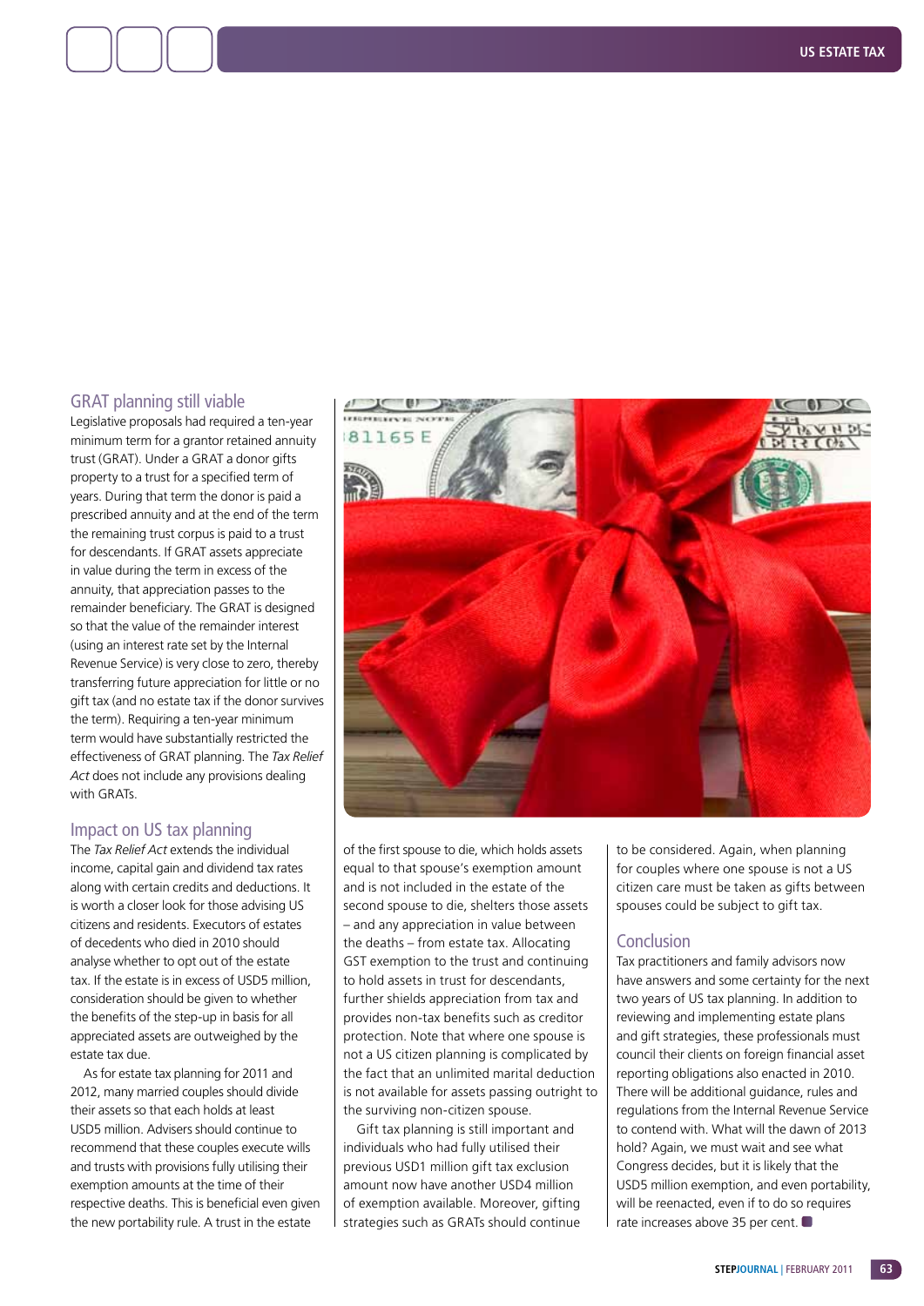## GRAT planning still viable

Legislative proposals had required a ten-year minimum term for a grantor retained annuity trust (GRAT). Under a GRAT a donor gifts property to a trust for a specified term of years. During that term the donor is paid a prescribed annuity and at the end of the term the remaining trust corpus is paid to a trust for descendants. If GRAT assets appreciate in value during the term in excess of the annuity, that appreciation passes to the remainder beneficiary. The GRAT is designed so that the value of the remainder interest (using an interest rate set by the Internal Revenue Service) is very close to zero, thereby transferring future appreciation for little or no gift tax (and no estate tax if the donor survives the term). Requiring a ten-year minimum term would have substantially restricted the effectiveness of GRAT planning. The *Tax Relief Act* does not include any provisions dealing with GRATs.

## Impact on US tax planning

The *Tax Relief Act* extends the individual income, capital gain and dividend tax rates along with certain credits and deductions. It is worth a closer look for those advising US citizens and residents. Executors of estates of decedents who died in 2010 should analyse whether to opt out of the estate tax. If the estate is in excess of USD5 million, consideration should be given to whether the benefits of the step-up in basis for all appreciated assets are outweighed by the estate tax due.

As for estate tax planning for 2011 and 2012, many married couples should divide their assets so that each holds at least USD5 million. Advisers should continue to recommend that these couples execute wills and trusts with provisions fully utilising their exemption amounts at the time of their respective deaths. This is beneficial even given the new portability rule. A trust in the estate of the first spouse to die, which holds assets equal to that spouse's exemption amount and is not included in the estate of the second spouse to die, shelters those assets – and any appreciation in value between the deaths – from estate tax. Allocating GST exemption to the trust and continuing to hold assets in trust for descendants, further shields appreciation from tax and provides non-tax benefits such as creditor protection. Note that where one spouse is not a US citizen planning is complicated by the fact that an unlimited marital deduction is not available for assets passing outright to the surviving non-citizen spouse.

Gift tax planning is still important and individuals who had fully utilised their previous USD1 million gift tax exclusion amount now have another USD4 million of exemption available. Moreover, gifting strategies such as GRATs should continue to be considered. Again, when planning for couples where one spouse is not a US citizen care must be taken as gifts between spouses could be subject to gift tax.

## Conclusion

Tax practitioners and family advisors now have answers and some certainty for the next two years of US tax planning. In addition to reviewing and implementing estate plans and gift strategies, these professionals must council their clients on foreign financial asset reporting obligations also enacted in 2010. There will be additional guidance, rules and regulations from the Internal Revenue Service to contend with. What will the dawn of 2013 hold? Again, we must wait and see what Congress decides, but it is likely that the USD5 million exemption, and even portability, will be reenacted, even if to do so requires rate increases above 35 per cent.